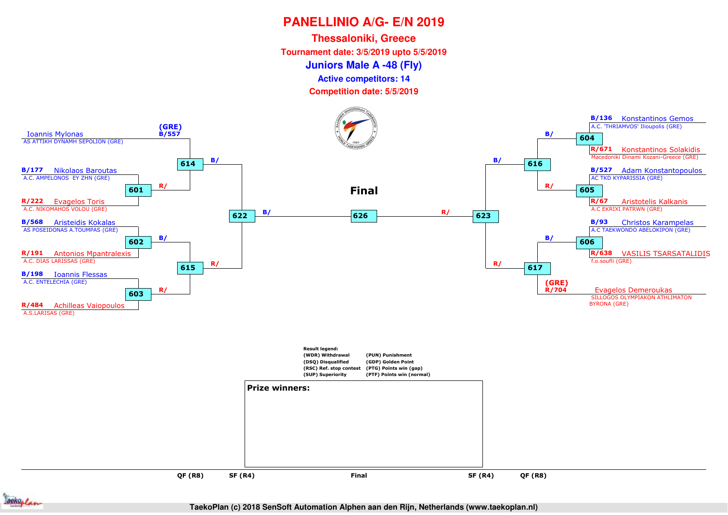# PANELLINIO A/G- E/N 2019

## Thessaloniki, Greece

**Tournament date: 3/5/2019 upto 5/5/2019**

## Juniors Male A -48 (Fly)

**Active competitors: 14**

**Competition date: 5/5/2019**

### Left side

- (GRE) B/557 Ioannis Mylonas — AS ATTIKH DYNAMH SEPOLION (GRE)
- 601:
  - B/177 Nikolaos Baroutas — A.C. AMPELONOS EY ZHN (GRE)
  - R/222 Evagelos Toris — A.C. NIKOMAHOS VOLOU (GRE)
- 614: B/ vs R/
- 602:
  - B/568 Aristeidis Kokalas — AS POSEIDONAS A.TOUMPAS (GRE)
  - R/191 Antonios Mpantralexis — A.C. DIAS LARISSAS (GRE)
- 603:
  - B/198 Ioannis Flessas — A.C. ENTELECHIA (GRE)
  - R/484 Achilleas Vaiopoulos — A.S.LARISAS (GRE)
- 615: B/ vs R/
- 622: B/ vs R/

### Final

- 626: B/ vs R/

### Right side

- 604:
  - B/136 Konstantinos Gemos — A.C. 'THRIAMVOS' Ilioupolis (GRE)
  - R/671 Konstantinos Solakidis — Macedoniki Dinami Kozani-Greece (GRE)
- 605:
  - B/527 Adam Konstantopoulos — AC TKD KYPARISSIA (GRE)
  - R/67 Aristotelis Kalkanis — A.C EKRIXI PATRWN (GRE)
- 616: B/ vs R/
- 606:
  - B/93 Christos Karampelas — A.C TAEKWONDO ABELOKIPON (GRE)
  - R/638 VASILIS TSARSATALIDIS — f.o.soufli (GRE)
- (GRE) R/704 Evagelos Demeroukas — SILLOGOS OLYMPIAKON ATHLIMATON BYRONA (GRE)
- 617: B/ vs R/
- 623: B/ vs R/

**Result legend:**

| | |
|---|---|
| (WDR) Withdrawal | (PUN) Punishment |
| (DSQ) Disqualified | (GDP) Golden Point |
| (RSC) Ref. stop contest | (PTG) Points win (gap) |
| (SUP) Superiority | (PTF) Points win (normal) |

**Prize winners:**

QF (R8) | SF (R4) | Final | SF (R4) | QF (R8)

TaekoPlan (c) 2018 SenSoft Automation Alphen aan den Rijn, Netherlands (www.taekoplan.nl)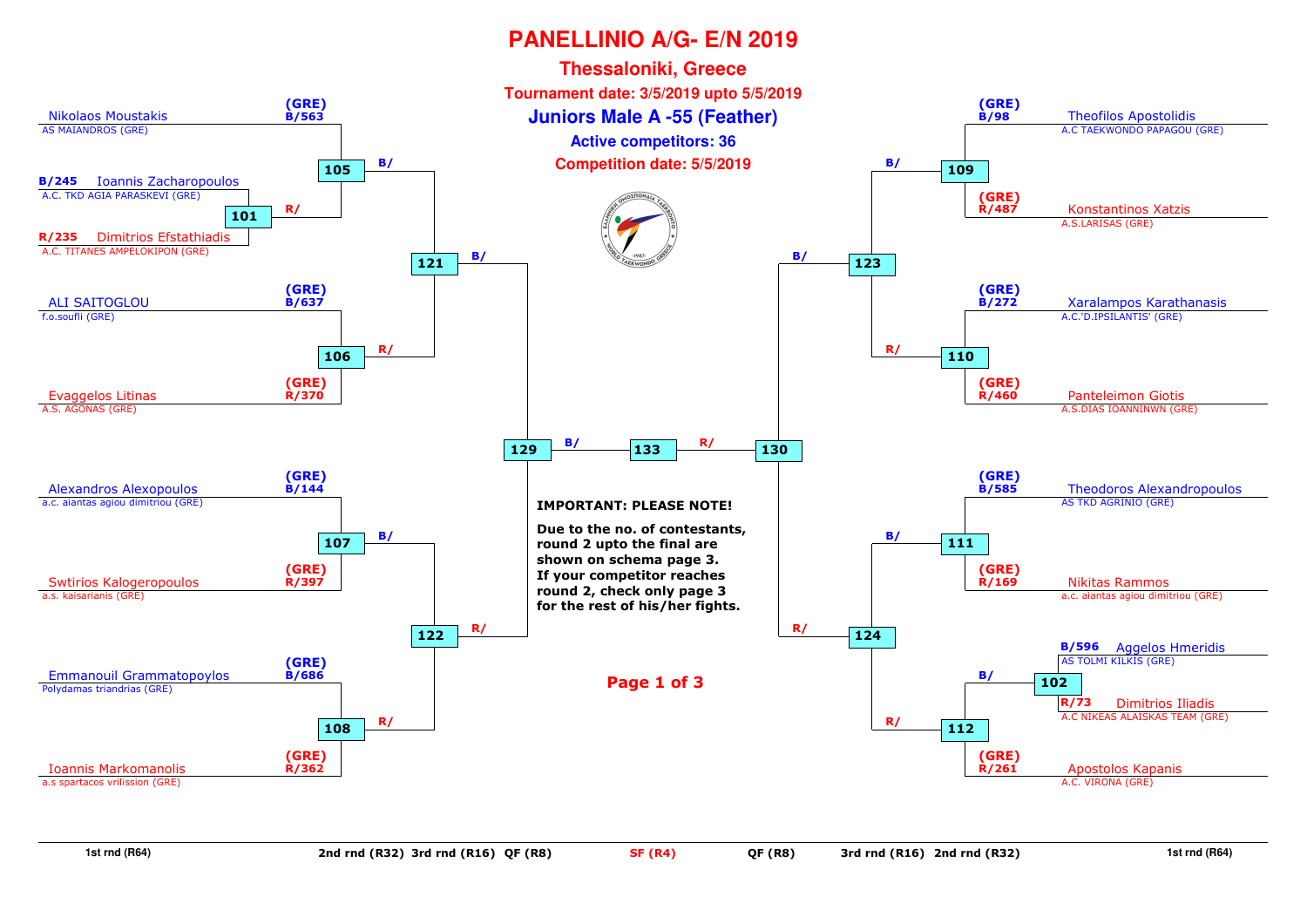# PANELLINIO A/G- E/N 2019

## Thessaloniki, Greece

**Tournament date: 3/5/2019 upto 5/5/2019**

## Juniors Male A -55 (Feather)

**Active competitors: 36**

**Competition date: 5/5/2019**

### Left side of bracket

| 1st rnd (R64) | 2nd rnd (R32) | 3rd rnd (R16) | QF (R8) |
|---|---|---|---|
| | (GRE) B/563 Nikolaos Moustakis – AS MAIANDROS (GRE) | 105 | 121 |
| B/245 Ioannis Zacharopoulos – A.C. TKD AGIA PARASKEVI (GRE) | 101 (winner R/) | | |
| R/235 Dimitrios Efstathiadis – A.C. TITANES AMPELOKIPON (GRE) | | | |
| | (GRE) B/637 ALI SAITOGLOU – f.o.soufli (GRE) | 106 | |
| | (GRE) R/370 Evaggelos Litinas – A.S. AGONAS (GRE) | | |
| | (GRE) B/144 Alexandros Alexopoulos – a.c. aiantas agiou dimitriou (GRE) | 107 | 122 |
| | (GRE) R/397 Swtirios Kalogeropoulos – a.s. kaisarianis (GRE) | | |
| | (GRE) B/686 Emmanouil Grammatopoylos – Polydamas triandrias (GRE) | 108 | |
| | (GRE) R/362 Ioannis Markomanolis – a.s spartacos vrilission (GRE) | | |

### Right side of bracket

| QF (R8) | 3rd rnd (R16) | 2nd rnd (R32) | 1st rnd (R64) |
|---|---|---|---|
| 123 | 109 | (GRE) B/98 Theofilos Apostolidis – A.C TAEKWONDO PAPAGOU (GRE) | |
| | | (GRE) R/487 Konstantinos Xatzis – A.S.LARISAS (GRE) | |
| | 110 | (GRE) B/272 Xaralampos Karathanasis – A.C.'D.IPSILANTIS' (GRE) | |
| | | (GRE) R/460 Panteleimon Giotis – A.S.DIAS IOANNINWN (GRE) | |
| 124 | 111 | (GRE) B/585 Theodoros Alexandropoulos – AS TKD AGRINIO (GRE) | |
| | | (GRE) R/169 Nikitas Rammos – a.c. aiantas agiou dimitriou (GRE) | |
| | 112 | 102 (winner B/) | B/596 Aggelos Hmeridis – AS TOLMI KILKIS (GRE) |
| | | | R/73 Dimitrios Iliadis – A.C NIKEAS ALAISKAS TEAM (GRE) |
| | | (GRE) R/261 Apostolos Kapanis – A.C. VIRONA (GRE) | |

### Semifinals and Final

- SF (R4): 129 (121 B/ vs 122 R/) and 130 (123 B/ vs 124 R/)
- Final: 133 (129 B/ vs 130 R/)

**IMPORTANT: PLEASE NOTE!**

**Due to the no. of contestants, round 2 upto the final are shown on schema page 3. If your competitor reaches round 2, check only page 3 for the rest of his/her fights.**

**Page 1 of 3**

1st rnd (R64) | 2nd rnd (R32) | 3rd rnd (R16) | QF (R8) | SF (R4) | QF (R8) | 3rd rnd (R16) | 2nd rnd (R32) | 1st rnd (R64)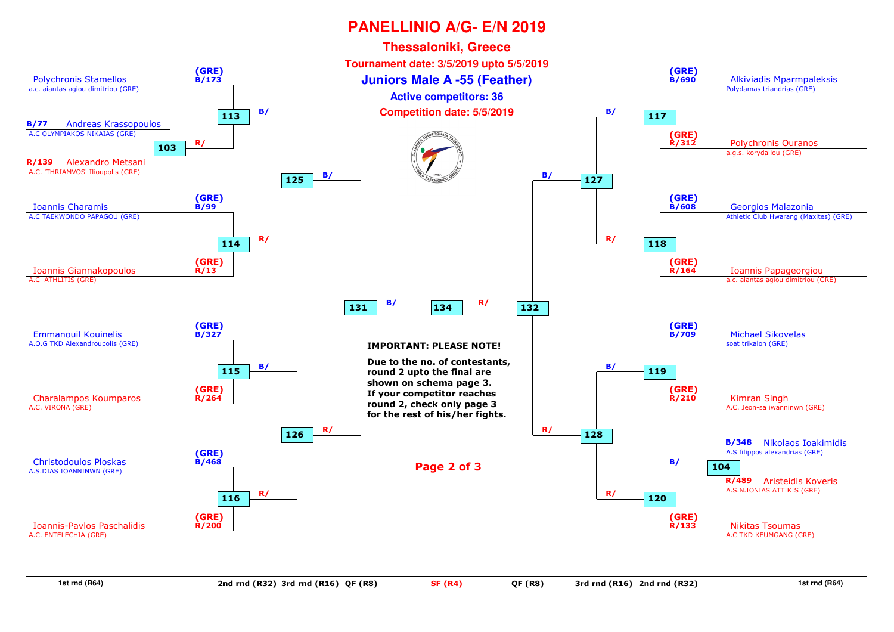# PANELLINIO A/G- E/N 2019

## Thessaloniki, Greece

**Tournament date: 3/5/2019 upto 5/5/2019**

## Juniors Male A -55 (Feather)

**Active competitors: 36**

**Competition date: 5/5/2019**

### Left side of bracket

| Competitor | Club | Country/Corner | Match |
|---|---|---|---|
| Polychronis Stamellos | a.c. aiantas agiou dimitriou (GRE) | (GRE) B/173 | 113 |
| Andreas Krassopoulos | A.C OLYMPIAKOS NIKAIAS (GRE) | B/77 | 103 |
| Alexandro Metsani | A.C. 'THRIAMVOS' Ilioupolis (GRE) | R/139 | 103 |
| Ioannis Charamis | A.C TAEKWONDO PAPAGOU (GRE) | (GRE) B/99 | 114 |
| Ioannis Giannakopoulos | A.C ATHLITIS (GRE) | (GRE) R/13 | 114 |
| Emmanouil Kouinelis | A.O.G TKD Alexandroupolis (GRE) | (GRE) B/327 | 115 |
| Charalampos Koumparos | A.C. VIRONA (GRE) | (GRE) R/264 | 115 |
| Christodoulos Ploskas | A.S.DIAS IOANNINWN (GRE) | (GRE) B/468 | 116 |
| Ioannis-Pavlos Paschalidis | A.C. ENTELECHIA (GRE) | (GRE) R/200 | 116 |

Winner of 103 → R/ in 113. Winners of 113 (B/) and 114 (R/) → 125. Winners of 115 (B/) and 116 (R/) → 126. Winners of 125 (B/) and 126 (R/) → 131. Winner of 131 → B/ in 134.

### Right side of bracket

| Competitor | Club | Country/Corner | Match |
|---|---|---|---|
| Alkiviadis Mparmpaleksis | Polydamas triandrias (GRE) | (GRE) B/690 | 117 |
| Polychronis Ouranos | a.g.s. korydallou (GRE) | (GRE) R/312 | 117 |
| Georgios Malazonia | Athletic Club Hwarang (Maxites) (GRE) | (GRE) B/608 | 118 |
| Ioannis Papageorgiou | a.c. aiantas agiou dimitriou (GRE) | (GRE) R/164 | 118 |
| Michael Sikovelas | soat trikalon (GRE) | (GRE) B/709 | 119 |
| Kimran Singh | A.C. Jeon-sa iwanninwn (GRE) | (GRE) R/210 | 119 |
| Nikolaos Ioakimidis | A.S filippos alexandrias (GRE) | B/348 | 104 |
| Aristeidis Koveris | A.S.N.IONIAS ATTIKIS (GRE) | R/489 | 104 |
| Nikitas Tsoumas | A.C TKD KEUMGANG (GRE) | (GRE) R/133 | 120 |

Winner of 104 → B/ in 120. Winners of 117 (B/) and 118 (R/) → 127. Winners of 119 (B/) and 120 (R/) → 128. Winners of 127 (B/) and 128 (R/) → 132. Winner of 132 → R/ in 134.

**IMPORTANT: PLEASE NOTE!**

**Due to the no. of contestants, round 2 upto the final are shown on schema page 3. If your competitor reaches round 2, check only page 3 for the rest of his/her fights.**

| 1st rnd (R64) | 2nd rnd (R32) | 3rd rnd (R16) | QF (R8) | SF (R4) | QF (R8) | 3rd rnd (R16) | 2nd rnd (R32) | 1st rnd (R64) |
|---|---|---|---|---|---|---|---|---|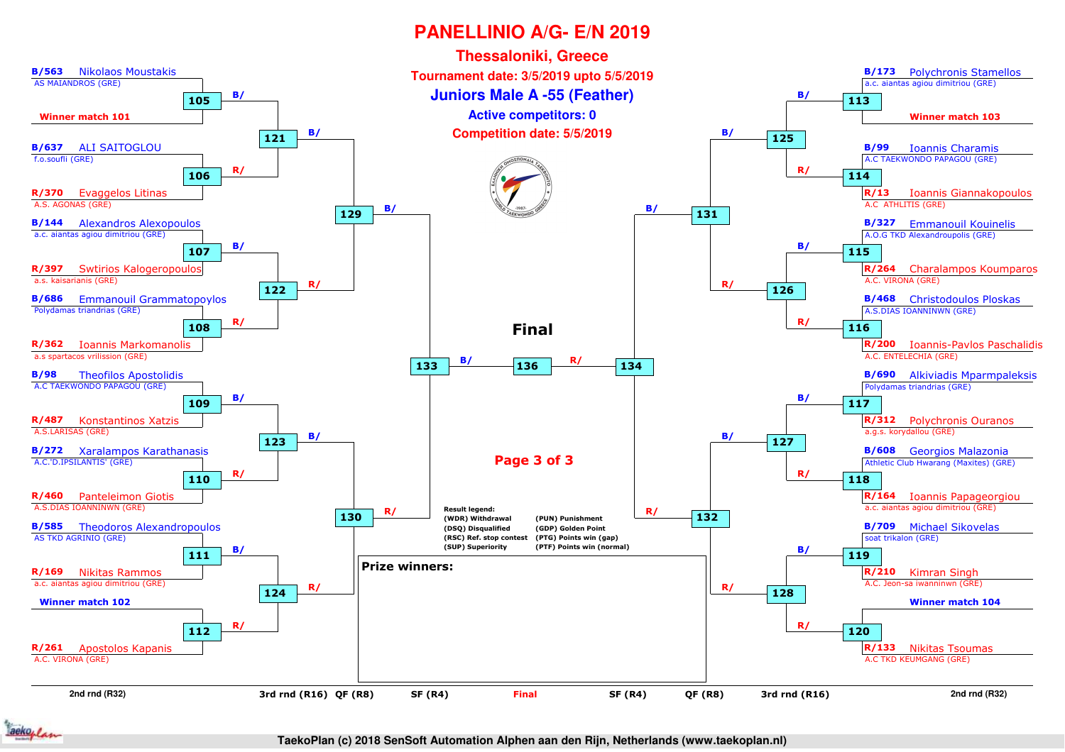# PANELLINIO A/G- E/N 2019

## Thessaloniki, Greece

**Tournament date: 3/5/2019 upto 5/5/2019**

## Juniors Male A -55 (Feather)

**Active competitors: 0**

**Competition date: 5/5/2019**

### 2nd rnd (R32) – Left side

| Match | Blue | Red |
|---|---|---|
| 105 | B/563 Nikolaos Moustakis – AS MAIANDROS (GRE) | Winner match 101 |
| 106 | B/637 ALI SAITOGLOU – f.o.soufli (GRE) | R/370 Evaggelos Litinas – A.S. AGONAS (GRE) |
| 107 | B/144 Alexandros Alexopoulos – a.c. aiantas agiou dimitriou (GRE) | R/397 Swtirios Kalogeropoulos – a.s. kaisarianis (GRE) |
| 108 | B/686 Emmanouil Grammatopoylos – Polydamas triandrias (GRE) | R/362 Ioannis Markomanolis – a.s spartacos vrilission (GRE) |
| 109 | B/98 Theofilos Apostolidis – A.C TAEKWONDO PAPAGOU (GRE) | R/487 Konstantinos Xatzis – A.S.LARISAS (GRE) |
| 110 | B/272 Xaralampos Karathanasis – A.C.'D.IPSILANTIS' (GRE) | R/460 Panteleimon Giotis – A.S.DIAS IOANNINWN (GRE) |
| 111 | B/585 Theodoros Alexandropoulos – AS TKD AGRINIO (GRE) | R/169 Nikitas Rammos – a.c. aiantas agiou dimitriou (GRE) |
| 112 | Winner match 102 | R/261 Apostolos Kapanis – A.C. VIRONA (GRE) |

### 2nd rnd (R32) – Right side

| Match | Blue | Red |
|---|---|---|
| 113 | B/173 Polychronis Stamellos – a.c. aiantas agiou dimitriou (GRE) | Winner match 103 |
| 114 | B/99 Ioannis Charamis – A.C TAEKWONDO PAPAGOU (GRE) | R/13 Ioannis Giannakopoulos – A.C ATHLITIS (GRE) |
| 115 | B/327 Emmanouil Kouinelis – A.O.G TKD Alexandroupolis (GRE) | R/264 Charalampos Koumparos – A.C. VIRONA (GRE) |
| 116 | B/468 Christodoulos Ploskas – A.S.DIAS IOANNINWN (GRE) | R/200 Ioannis-Pavlos Paschalidis – A.C. ENTELECHIA (GRE) |
| 117 | B/690 Alkiviadis Mparmpaleksis – Polydamas triandrias (GRE) | R/312 Polychronis Ouranos – a.g.s. korydallou (GRE) |
| 118 | B/608 Georgios Malazonia – Athletic Club Hwarang (Maxites) (GRE) | R/164 Ioannis Papageorgiou – a.c. aiantas agiou dimitriou (GRE) |
| 119 | B/709 Michael Sikovelas – soat trikalon (GRE) | R/210 Kimran Singh – A.C. Jeon-sa iwanninwn (GRE) |
| 120 | Winner match 104 | R/133 Nikitas Tsoumas – A.C TKD KEUMGANG (GRE) |

### 3rd rnd (R16)

| Match | Blue | Red |
|---|---|---|
| 121 | B/ (105) | R/ (106) |
| 122 | B/ (107) | R/ (108) |
| 123 | B/ (109) | R/ (110) |
| 124 | B/ (111) | R/ (112) |
| 125 | B/ (113) | R/ (114) |
| 126 | B/ (115) | R/ (116) |
| 127 | B/ (117) | R/ (118) |
| 128 | B/ (119) | R/ (120) |

### QF (R8)

| Match | Blue | Red |
|---|---|---|
| 129 | B/ (121) | R/ (122) |
| 130 | B/ (123) | R/ (124) |
| 131 | B/ (125) | R/ (126) |
| 132 | B/ (127) | R/ (128) |

### SF (R4)

| Match | Blue | Red |
|---|---|---|
| 133 | B/ (129) | R/ (130) |
| 134 | B/ (131) | R/ (132) |

### Final

| Match | Blue | Red |
|---|---|---|
| 136 | B/ (133) | R/ (134) |

**Page 3 of 3**

**Result legend:**

| | |
|---|---|
| (WDR) Withdrawal | (PUN) Punishment |
| (DSQ) Disqualified | (GDP) Golden Point |
| (RSC) Ref. stop contest | (PTG) Points win (gap) |
| (SUP) Superiority | (PTF) Points win (normal) |

**Prize winners:**

2nd rnd (R32) | 3rd rnd (R16) | QF (R8) | SF (R4) | Final | SF (R4) | QF (R8) | 3rd rnd (R16) | 2nd rnd (R32)

TaekoPlan (c) 2018 SenSoft Automation Alphen aan den Rijn, Netherlands (www.taekoplan.nl)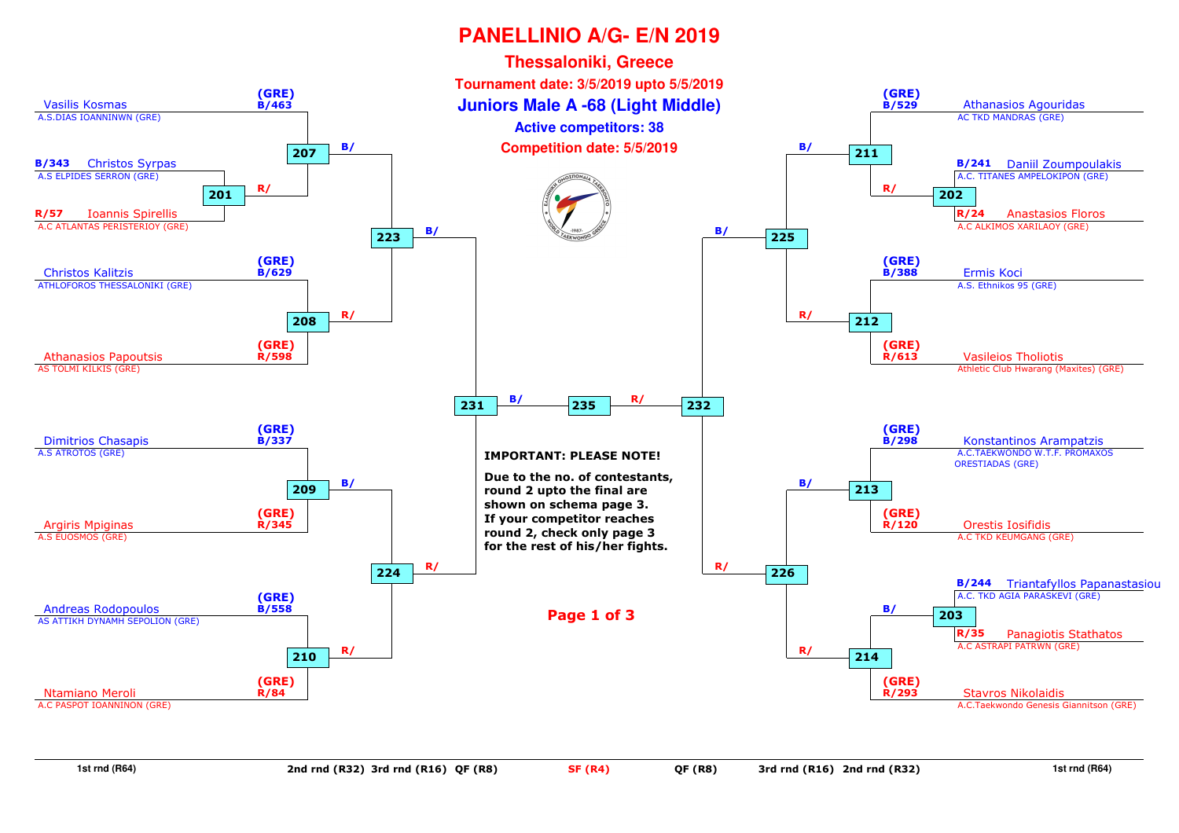# PANELLINIO A/G- E/N 2019

## Thessaloniki, Greece

**Tournament date: 3/5/2019 upto 5/5/2019**

**Juniors Male A -68 (Light Middle)**

**Active competitors: 38**

**Competition date: 5/5/2019**

### Left side of bracket

| Athlete | Club | Code | Match |
| --- | --- | --- | --- |
| Vasilis Kosmas | A.S.DIAS IOANNINWN (GRE) | (GRE) B/463 | 207 |
| Christos Syrpas | A.S ELPIDES SERRON (GRE) | B/343 | 201 |
| Ioannis Spirellis | A.C ATLANTAS PERISTERIOY (GRE) | R/57 | 201 |
| Christos Kalitzis | ATHLOFOROS THESSALONIKI (GRE) | (GRE) B/629 | 208 |
| Athanasios Papoutsis | AS TOLMI KILKIS (GRE) | (GRE) R/598 | 208 |
| Dimitrios Chasapis | A.S ATROTOS (GRE) | (GRE) B/337 | 209 |
| Argiris Mpiginas | A.S EUOSMOS (GRE) | (GRE) R/345 | 209 |
| Andreas Rodopoulos | AS ATTIKH DYNAMH SEPOLION (GRE) | (GRE) B/558 | 210 |
| Ntamiano Meroli | A.C PASPOT IOANNINON (GRE) | (GRE) R/84 | 210 |

- Match 207: B/ (Vasilis Kosmas) vs R/ (winner 201)
- Match 223: B/ (winner 207) vs R/ (winner 208)
- Match 224: B/ (winner 209) vs R/ (winner 210)
- Match 231: B/ (winner 223) vs R/ (winner 224)

### Right side of bracket

| Athlete | Club | Code | Match |
| --- | --- | --- | --- |
| Athanasios Agouridas | AC TKD MANDRAS (GRE) | (GRE) B/529 | 211 |
| Daniil Zoumpoulakis | A.C. TITANES AMPELOKIPON (GRE) | B/241 | 202 |
| Anastasios Floros | A.C ALKIMOS XARILAOY (GRE) | R/24 | 202 |
| Ermis Koci | A.S. Ethnikos 95 (GRE) | (GRE) B/388 | 212 |
| Vasileios Tholiotis | Athletic Club Hwarang (Maxites) (GRE) | (GRE) R/613 | 212 |
| Konstantinos Arampatzis | A.C.TAEKWONDO W.T.F. PROMAXOS ORESTIADAS (GRE) | (GRE) B/298 | 213 |
| Orestis Iosifidis | A.C TKD KEUMGANG (GRE) | (GRE) R/120 | 213 |
| Triantafyllos Papanastasiou | A.C. TKD AGIA PARASKEVI (GRE) | B/244 | 203 |
| Panagiotis Stathatos | A.C ASTRAPI PATRWN (GRE) | R/35 | 203 |
| Stavros Nikolaidis | A.C.Taekwondo Genesis Giannitson (GRE) | (GRE) R/293 | 214 |

- Match 211: B/ (Athanasios Agouridas) vs R/ (winner 202)
- Match 214: B/ (winner 203) vs R/ (Stavros Nikolaidis)
- Match 225: B/ (winner 211) vs R/ (winner 212)
- Match 226: B/ (winner 213) vs R/ (winner 214)
- Match 232: B/ (winner 225) vs R/ (winner 226)

### Final

- Match 235: B/ (winner 231) vs R/ (winner 232)

**IMPORTANT: PLEASE NOTE!**

**Due to the no. of contestants, round 2 upto the final are shown on schema page 3. If your competitor reaches round 2, check only page 3 for the rest of his/her fights.**

**Page 1 of 3**

1st rnd (R64) | 2nd rnd (R32) | 3rd rnd (R16) | QF (R8) | SF (R4) | QF (R8) | 3rd rnd (R16) | 2nd rnd (R32) | 1st rnd (R64)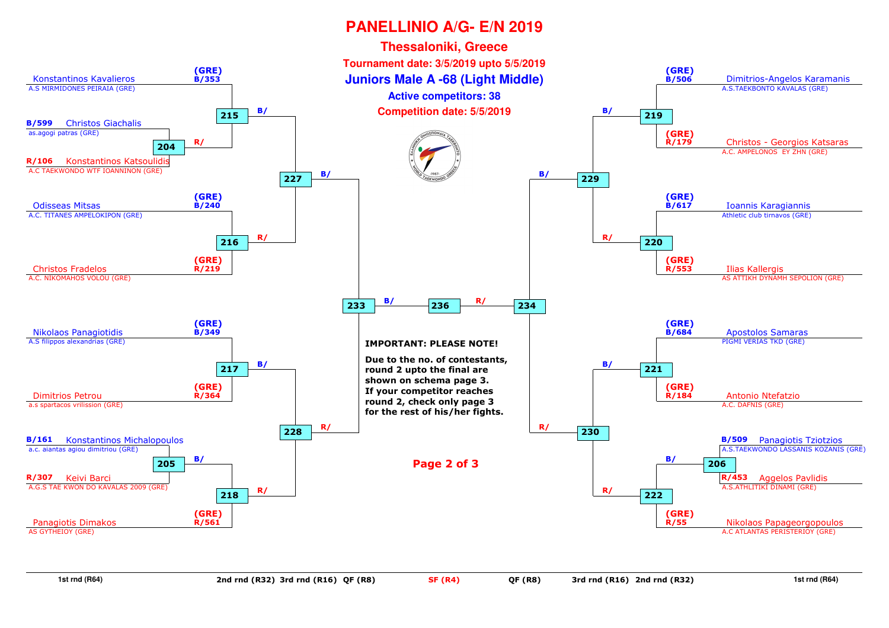# PANELLINIO A/G- E/N 2019

## Thessaloniki, Greece

**Tournament date: 3/5/2019 upto 5/5/2019**

**Juniors Male A -68 (Light Middle)**

**Active competitors: 38**

**Competition date: 5/5/2019**

### Left side of bracket

| Position | Competitor | Club | Country | Match |
|---|---|---|---|---|
| B/353 | Konstantinos Kavalieros | A.S MIRMIDONES PEIRAIA (GRE) | (GRE) | 215 |
| B/599 | Christos Giachalis | as.agogi patras (GRE) | | 204 → 215 R/ |
| R/106 | Konstantinos Katsoulidis | A.C TAEKWONDO WTF IOANNINON (GRE) | | 204 |
| B/240 | Odisseas Mitsas | A.C. TITANES AMPELOKIPON (GRE) | (GRE) | 216 |
| R/219 | Christos Fradelos | A.C. NIKOMAHOS VOLOU (GRE) | (GRE) | 216 |
| B/349 | Nikolaos Panagiotidis | A.S filippos alexandrias (GRE) | (GRE) | 217 |
| R/364 | Dimitrios Petrou | a.s spartacos vrilission (GRE) | (GRE) | 217 |
| B/161 | Konstantinos Michalopoulos | a.c. aiantas agiou dimitriou (GRE) | | 205 |
| R/307 | Keivi Barci | A.G.S TAE KWON DO KAVALAS 2009 (GRE) | | 205 → 218 B/ |
| R/561 | Panagiotis Dimakos | AS GYTHEIOY (GRE) | (GRE) | 218 |

- 215 B/ and 216 R/ → 227
- 217 B/ and 218 R/ → 228
- 227 B/ and 228 R/ → 233

### Right side of bracket

| Position | Competitor | Club | Country | Match |
|---|---|---|---|---|
| B/506 | Dimitrios-Angelos Karamanis | A.S.TAEKBONTO KAVALAS (GRE) | (GRE) | 219 |
| R/179 | Christos - Georgios Katsaras | A.C. AMPELONOS EY ZHN (GRE) | (GRE) | 219 |
| B/617 | Ioannis Karagiannis | Athletic club tirnavos (GRE) | (GRE) | 220 |
| R/553 | Ilias Kallergis | AS ATTIKH DYNAMH SEPOLION (GRE) | (GRE) | 220 |
| B/684 | Apostolos Samaras | PIGMI VERIAS TKD (GRE) | (GRE) | 221 |
| R/184 | Antonio Ntefatzio | A.C. DAFNIS (GRE) | (GRE) | 221 |
| B/509 | Panagiotis Tziotzios | A.S.TAEKWONDO LASSANIS KOZANIS (GRE) | | 206 |
| R/453 | Aggelos Pavlidis | A.S.ATHLITIKI DINAMI (GRE) | | 206 → 222 B/ |
| R/55 | Nikolaos Papageorgopoulos | A.C ATLANTAS PERISTERIOY (GRE) | (GRE) | 222 |

- 219 B/ and 220 R/ → 229
- 221 B/ and 222 R/ → 230
- 229 B/ and 230 R/ → 234

### Final

- 233 B/ — 236 — R/ 234

**IMPORTANT: PLEASE NOTE!**

**Due to the no. of contestants, round 2 upto the final are shown on schema page 3. If your competitor reaches round 2, check only page 3 for the rest of his/her fights.**

**Page 2 of 3**

1st rnd (R64) | 2nd rnd (R32) | 3rd rnd (R16) | QF (R8) | SF (R4) | QF (R8) | 3rd rnd (R16) | 2nd rnd (R32) | 1st rnd (R64)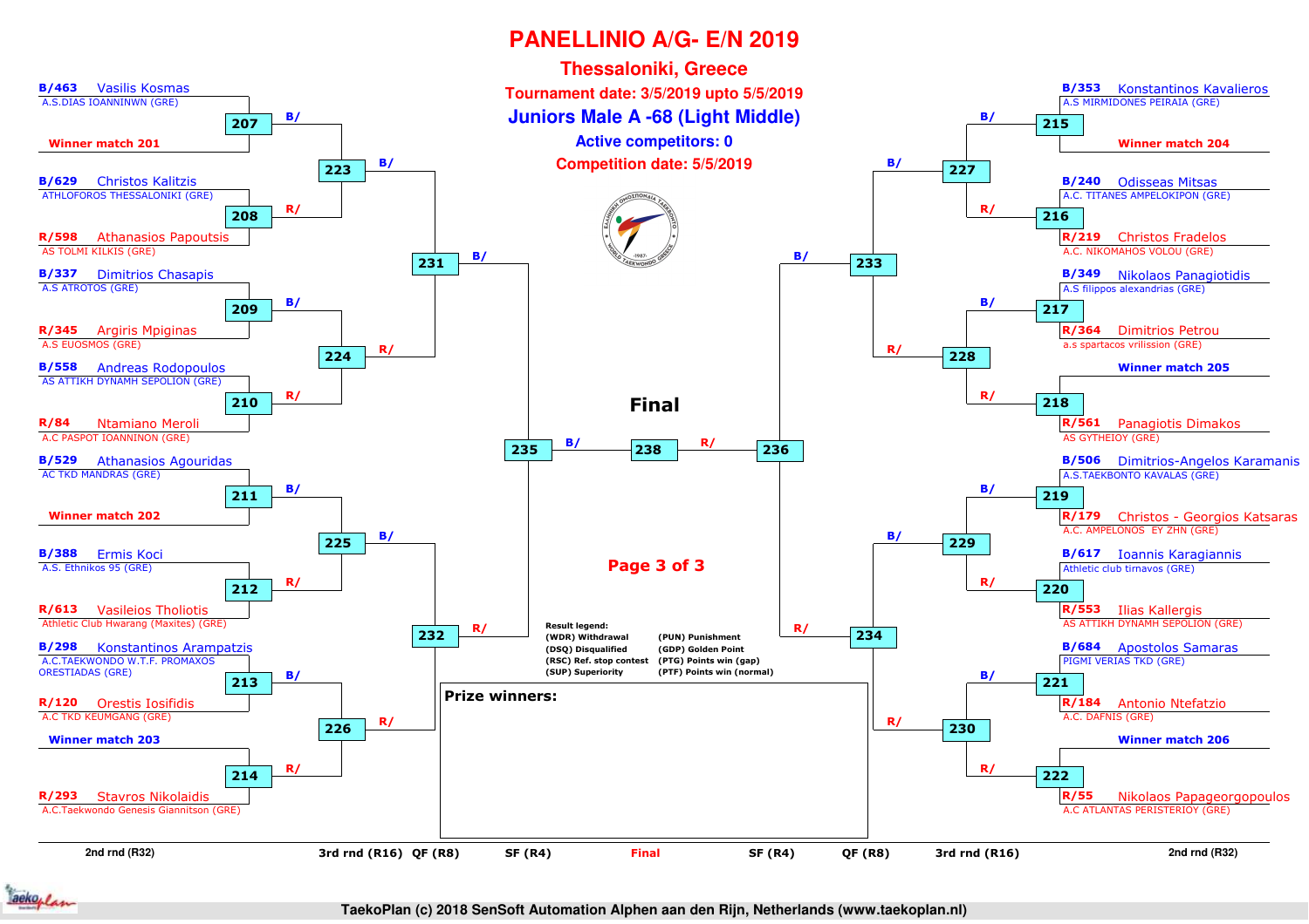# PANELLINIO A/G- E/N 2019

## Thessaloniki, Greece

**Tournament date: 3/5/2019 upto 5/5/2019**

## Juniors Male A -68 (Light Middle)

**Active competitors: 0**

**Competition date: 5/5/2019**

### Left side – 2nd rnd (R32)

| Match | Blue | Red |
|---|---|---|
| 207 | B/463 Vasilis Kosmas – A.S.DIAS IOANNINWN (GRE) | Winner match 201 |
| 208 | B/629 Christos Kalitzis – ATHLOFOROS THESSALONIKI (GRE) | R/598 Athanasios Papoutsis – AS TOLMI KILKIS (GRE) |
| 209 | B/337 Dimitrios Chasapis – A.S ATROTOS (GRE) | R/345 Argiris Mpiginas – A.S EUOSMOS (GRE) |
| 210 | B/558 Andreas Rodopoulos – AS ATTIKH DYNAMH SEPOLION (GRE) | R/84 Ntamiano Meroli – A.C PASPOT IOANNINON (GRE) |
| 211 | B/529 Athanasios Agouridas – AC TKD MANDRAS (GRE) | Winner match 202 |
| 212 | B/388 Ermis Koci – A.S. Ethnikos 95 (GRE) | R/613 Vasileios Tholiotis – Athletic Club Hwarang (Maxites) (GRE) |
| 213 | B/298 Konstantinos Arampatzis – A.C.TAEKWONDO W.T.F. PROMAXOS ORESTIADAS (GRE) | R/120 Orestis Iosifidis – A.C TKD KEUMGANG (GRE) |
| 214 | Winner match 203 | R/293 Stavros Nikolaidis – A.C.Taekwondo Genesis Giannitson (GRE) |

3rd rnd (R16): 223 (207 vs 208), 224 (209 vs 210), 225 (211 vs 212), 226 (213 vs 214)

QF (R8): 231 (223 vs 224), 232 (225 vs 226)

SF (R4): 235 (231 vs 232)

### Right side – 2nd rnd (R32)

| Match | Blue | Red |
|---|---|---|
| 215 | B/353 Konstantinos Kavalieros – A.S MIRMIDONES PEIRAIA (GRE) | Winner match 204 |
| 216 | B/240 Odisseas Mitsas – A.C. TITANES AMPELOKIPON (GRE) | R/219 Christos Fradelos – A.C. NIKOMAHOS VOLOU (GRE) |
| 217 | B/349 Nikolaos Panagiotidis – A.S filippos alexandrias (GRE) | R/364 Dimitrios Petrou – a.s spartacos vrilission (GRE) |
| 218 | Winner match 205 | R/561 Panagiotis Dimakos – AS GYTHEIOY (GRE) |
| 219 | B/506 Dimitrios-Angelos Karamanis – A.S.TAEKBONTO KAVALAS (GRE) | R/179 Christos - Georgios Katsaras – A.C. AMPELONOS EY ZHN (GRE) |
| 220 | B/617 Ioannis Karagiannis – Athletic club tirnavos (GRE) | R/553 Ilias Kallergis – AS ATTIKH DYNAMH SEPOLION (GRE) |
| 221 | B/684 Apostolos Samaras – PIGMI VERIAS TKD (GRE) | R/184 Antonio Ntefatzio – A.C. DAFNIS (GRE) |
| 222 | Winner match 206 | R/55 Nikolaos Papageorgopoulos – A.C ATLANTAS PERISTERIOY (GRE) |

3rd rnd (R16): 227 (215 vs 216), 228 (217 vs 218), 229 (219 vs 220), 230 (221 vs 222)

QF (R8): 233 (227 vs 228), 234 (229 vs 230)

SF (R4): 236 (233 vs 234)

### Final

238: B/ (235) vs R/ (236)

**Result legend:**

- (WDR) Withdrawal
- (DSQ) Disqualified
- (RSC) Ref. stop contest
- (SUP) Superiority
- (PUN) Punishment
- (GDP) Golden Point
- (PTG) Points win (gap)
- (PTF) Points win (normal)

**Prize winners:**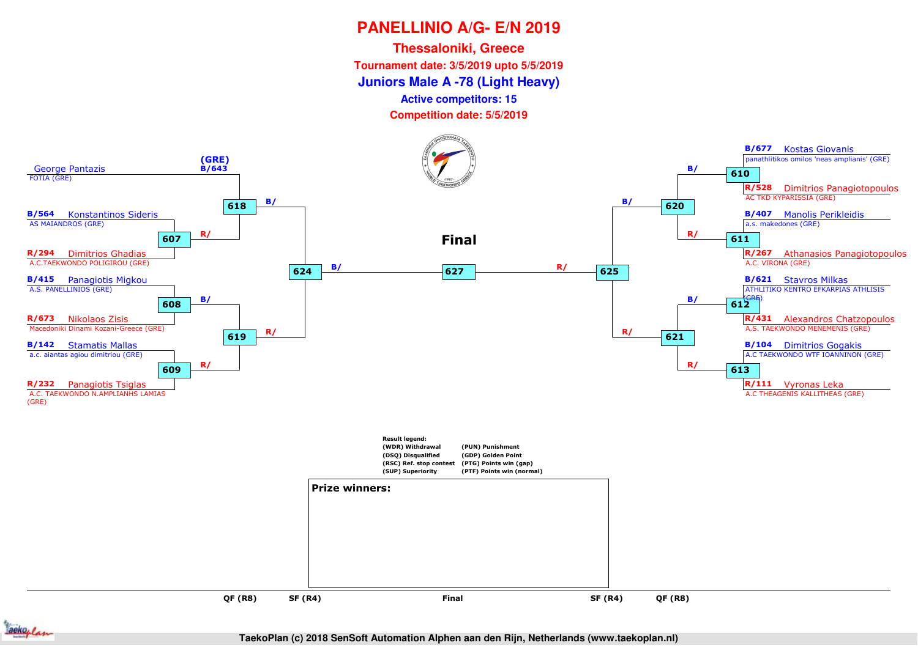# PANELLINIO A/G- E/N 2019

## Thessaloniki, Greece

**Tournament date: 3/5/2019 upto 5/5/2019**

### Juniors Male A -78 (Light Heavy)

**Active competitors: 15**

**Competition date: 5/5/2019**

(GRE) B/643 George Pantazis — FOTIA (GRE)

B/564 Konstantinos Sideris — AS MAIANDROS (GRE)

R/294 Dimitrios Ghadias — A.C.TAEKWONDO POLIGIROU (GRE)

B/415 Panagiotis Migkou — A.S. PANELLINIOS (GRE)

R/673 Nikolaos Zisis — Macedoniki Dinami Kozani-Greece (GRE)

B/142 Stamatis Mallas — a.c. aiantas agiou dimitriou (GRE)

R/232 Panagiotis Tsiglas — A.C. TAEKWONDO N.AMPLIANHS LAMIAS (GRE)

B/677 Kostas Giovanis — panathlitikos omilos 'neas amplianis' (GRE)

R/528 Dimitrios Panagiotopoulos — AC TKD KYPARISSIA (GRE)

B/407 Manolis Perikleidis — a.s. makedones (GRE)

R/267 Athanasios Panagiotopoulos — A.C. VIRONA (GRE)

B/621 Stavros Milkas — ATHLITIKO KENTRO EFKARPIAS ATHLISIS (GRE)

R/431 Alexandros Chatzopoulos — A.S. TAEKWONDO MENEMENIS (GRE)

B/104 Dimitrios Gogakis — A.C TAEKWONDO WTF IOANNINON (GRE)

R/111 Vyronas Leka — A.C THEAGENIS KALLITHEAS (GRE)

Matches: 607, 608, 609, 610, 611, 612, 613 (R8); 618, 619, 620, 621 (QF); 624, 625 (SF); 627 (Final)

**Final**

QF (R8) | SF (R4) | Final | SF (R4) | QF (R8)

**Result legend:**

- (WDR) Withdrawal
- (DSQ) Disqualified
- (RSC) Ref. stop contest
- (SUP) Superiority
- (PUN) Punishment
- (GDP) Golden Point
- (PTG) Points win (gap)
- (PTF) Points win (normal)

**Prize winners:**

TaekoPlan (c) 2018 SenSoft Automation Alphen aan den Rijn, Netherlands (www.taekoplan.nl)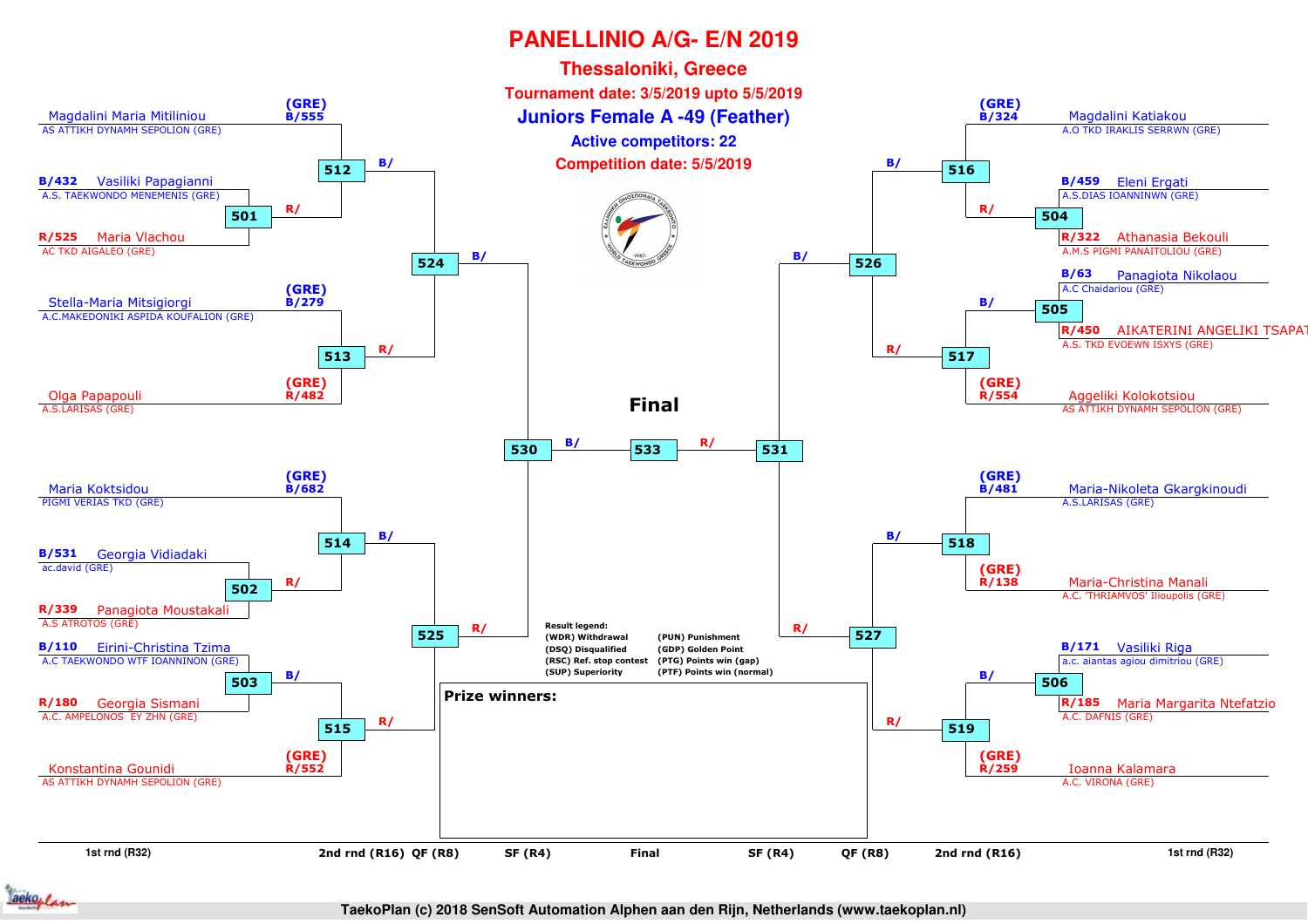# PANELLINIO A/G- E/N 2019

## Thessaloniki, Greece

**Tournament date: 3/5/2019 upto 5/5/2019**

## Juniors Female A -49 (Feather)

**Active competitors: 22**

**Competition date: 5/5/2019**

### Left side of bracket

**1st rnd (R32) / 2nd rnd (R16)**

- (GRE) B/555 Magdalini Maria Mitiliniou — AS ATTIKH DYNAMH SEPOLION (GRE)
- Match 501:
  - B/432 Vasiliki Papagianni — A.S. TAEKWONDO MENEMENIS (GRE)
  - R/525 Maria Vlachou — AC TKD AIGALEO (GRE)
- Match 512: B/ (Mitiliniou) vs R/ (winner 501)
- (GRE) B/279 Stella-Maria Mitsigiorgi — A.C.MAKEDONIKI ASPIDA KOUFALION (GRE)
- (GRE) R/482 Olga Papapouli — A.S.LARISAS (GRE)
- Match 513: B/279 vs R/482
- Match 524: B/ (winner 512) vs R/ (winner 513)
- (GRE) B/682 Maria Koktsidou — PIGMI VERIAS TKD (GRE)
- Match 502:
  - B/531 Georgia Vidiadaki — ac.david (GRE)
  - R/339 Panagiota Moustakali — A.S ATROTOS (GRE)
- Match 514: B/ (Koktsidou) vs R/ (winner 502)
- Match 503:
  - B/110 Eirini-Christina Tzima — A.C TAEKWONDO WTF IOANNINON (GRE)
  - R/180 Georgia Sismani — A.C. AMPELONOS EY ZHN (GRE)
- (GRE) R/552 Konstantina Gounidi — AS ATTIKH DYNAMH SEPOLION (GRE)
- Match 515: B/ (winner 503) vs R/ (Gounidi)
- Match 525: B/ (winner 514) vs R/ (winner 515)
- Match 530 (SF): B/ (winner 524) vs R/ (winner 525)

### Final

- Match 533: B/ (winner 530) vs R/ (winner 531)

### Right side of bracket

- (GRE) B/324 Magdalini Katiakou — A.O TKD IRAKLIS SERRWN (GRE)
- Match 504:
  - B/459 Eleni Ergati — A.S.DIAS IOANNINWN (GRE)
  - R/322 Athanasia Bekouli — A.M.S PIGMI PANAITOLIOU (GRE)
- Match 516: B/ (Katiakou) vs R/ (winner 504)
- Match 505:
  - B/63 Panagiota Nikolaou — A.C Chaidariou (GRE)
  - R/450 AIKATERINI ANGELIKI TSAPAT — A.S. TKD EVOEWN ISXYS (GRE)
- (GRE) R/554 Aggeliki Kolokotsiou — AS ATTIKH DYNAMH SEPOLION (GRE)
- Match 517: B/ (winner 505) vs R/ (Kolokotsiou)
- Match 526: B/ (winner 516) vs R/ (winner 517)
- (GRE) B/481 Maria-Nikoleta Gkargkinoudi — A.S.LARISAS (GRE)
- (GRE) R/138 Maria-Christina Manali — A.C. 'THRIAMVOS' Ilioupolis (GRE)
- Match 518: B/481 vs R/138
- Match 506:
  - B/171 Vasiliki Riga — a.c. aiantas agiou dimitriou (GRE)
  - R/185 Maria Margarita Ntefatzio — A.C. DAFNIS (GRE)
- (GRE) R/259 Ioanna Kalamara — A.C. VIRONA (GRE)
- Match 519: B/ (winner 506) vs R/ (Kalamara)
- Match 527: B/ (winner 518) vs R/ (winner 519)
- Match 531 (SF): B/ (winner 526) vs R/ (winner 527)

**Result legend:**

| | |
|---|---|
| (WDR) Withdrawal | (PUN) Punishment |
| (DSQ) Disqualified | (GDP) Golden Point |
| (RSC) Ref. stop contest | (PTG) Points win (gap) |
| (SUP) Superiority | (PTF) Points win (normal) |

**Prize winners:**

1st rnd (R32) | 2nd rnd (R16) | QF (R8) | SF (R4) | Final | SF (R4) | QF (R8) | 2nd rnd (R16) | 1st rnd (R32)

TaekoPlan (c) 2018 SenSoft Automation Alphen aan den Rijn, Netherlands (www.taekoplan.nl)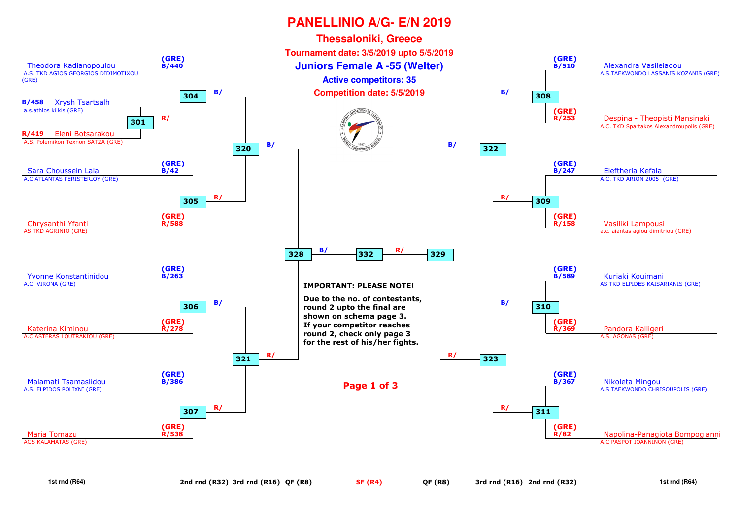# PANELLINIO A/G- E/N 2019

## Thessaloniki, Greece

**Tournament date: 3/5/2019 upto 5/5/2019**

**Juniors Female A -55 (Welter)**

**Active competitors: 35**

**Competition date: 5/5/2019**

### Left side

| Competitor | Club | Country | Number |
| --- | --- | --- | --- |
| Theodora Kadianopoulou | A.S. TKD AGIOS GEORGIOS DIDIMOTIXOU (GRE) | (GRE) | B/440 |
| Xrysh Tsartsalh | a.s.athlos kilkis (GRE) | | B/458 |
| Eleni Botsarakou | A.S. Polemikon Texnon SATZA (GRE) | | R/419 |
| Sara Choussein Lala | A.C ATLANTAS PERISTERIOY (GRE) | (GRE) | B/42 |
| Chrysanthi Yfanti | AS TKD AGRINIO (GRE) | (GRE) | R/588 |
| Yvonne Konstantinidou | A.C. VIRONA (GRE) | (GRE) | B/263 |
| Katerina Kiminou | A.C.ASTERAS LOUTRAKIOU (GRE) | (GRE) | R/278 |
| Malamati Tsamaslidou | A.S. ELPIDOS POLIXNI (GRE) | (GRE) | B/386 |
| Maria Tomazu | AGS KALAMATAS (GRE) | (GRE) | R/538 |

Fights: 301 (B/458 vs R/419) → R/ of 304; 304 (B/440 vs winner 301) → B/ of 320; 305 (B/42 vs R/588) → R/ of 320; 306 (B/263 vs R/278) → B/ of 321; 307 (B/386 vs R/538) → R/ of 321; 320 → B/ of 328; 321 → R/ of 328; 328 → B/ of 332.

### Right side

| Competitor | Club | Country | Number |
| --- | --- | --- | --- |
| Alexandra Vasileiadou | A.S.TAEKWONDO LASSANIS KOZANIS (GRE) | (GRE) | B/510 |
| Despina - Theopisti Mansinaki | A.C. TKD Spartakos Alexandroupolis (GRE) | (GRE) | R/253 |
| Eleftheria Kefala | A.C. TKD ARION 2005 (GRE) | (GRE) | B/247 |
| Vasiliki Lampousi | a.c. aiantas agiou dimitriou (GRE) | (GRE) | R/158 |
| Kuriaki Kouimani | AS TKD ELPIDES KAISARIANIS (GRE) | (GRE) | B/589 |
| Pandora Kalligeri | A.S. AGONAS (GRE) | (GRE) | R/369 |
| Nikoleta Mingou | A.S TAEKWONDO CHRISOUPOLIS (GRE) | (GRE) | B/367 |
| Napolina-Panagiota Bompogianni | A.C PASPOT IOANNINON (GRE) | (GRE) | R/82 |

Fights: 308 (B/510 vs R/253) → B/ of 322; 309 (B/247 vs R/158) → R/ of 322; 310 (B/589 vs R/369) → B/ of 323; 311 (B/367 vs R/82) → R/ of 323; 322 → B/ of 329; 323 → R/ of 329; 329 → R/ of 332.

**IMPORTANT: PLEASE NOTE!**

**Due to the no. of contestants, round 2 upto the final are shown on schema page 3. If your competitor reaches round 2, check only page 3 for the rest of his/her fights.**

**Page 1 of 3**

1st rnd (R64) | 2nd rnd (R32) | 3rd rnd (R16) | QF (R8) | SF (R4) | QF (R8) | 3rd rnd (R16) | 2nd rnd (R32) | 1st rnd (R64)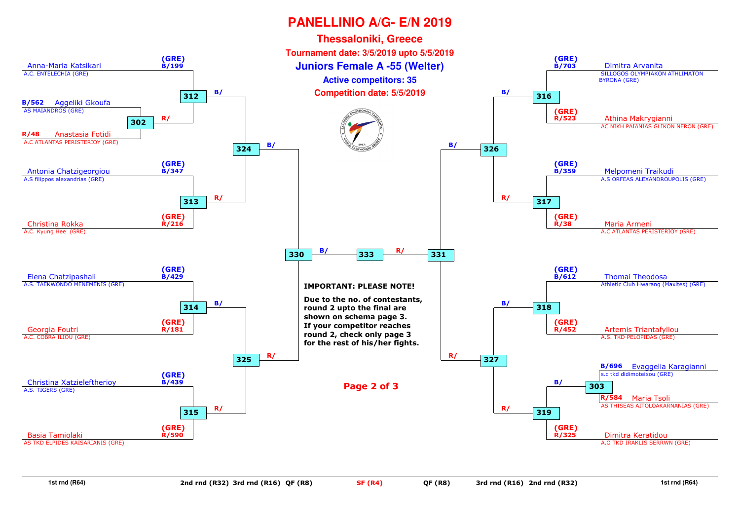# PANELLINIO A/G- E/N 2019

## Thessaloniki, Greece

**Tournament date: 3/5/2019 upto 5/5/2019**

## Juniors Female A -55 (Welter)

**Active competitors: 35**

**Competition date: 5/5/2019**

### Left side of bracket

| 1st rnd (R64) | 2nd rnd (R32) | 3rd rnd (R16) | QF (R8) |
|---|---|---|---|
| Aggeliki Gkoufa (B/562) – AS MAIANDROS (GRE) vs Anastasia Fotidi (R/48) – A.C ATLANTAS PERISTERIOY (GRE) → 302 | | | |
| | Anna-Maria Katsikari (GRE) B/199 – A.C. ENTELECHIA (GRE) vs winner 302 (R/) → 312 | | |
| | Antonia Chatzigeorgiou (GRE) B/347 – A.S filippos alexandrias (GRE) vs Christina Rokka (GRE) R/216 – A.C. Kyung Hee (GRE) → 313 | 312 (B/) vs 313 (R/) → 324 | |
| | Elena Chatzipashali (GRE) B/429 – A.S. TAEKWONDO MENEMENIS (GRE) vs Georgia Foutri (GRE) R/181 – A.C. COBRA ILIOU (GRE) → 314 | | 324 (B/) vs 325 (R/) → 330 |
| | Christina Xatzielefttherioy (GRE) B/439 – A.S. TIGERS (GRE) vs Basia Tamiolaki (GRE) R/590 – AS TKD ELPIDES KAISARIANIS (GRE) → 315 | 314 (B/) vs 315 (R/) → 325 | |

### Right side of bracket

| 1st rnd (R64) | 2nd rnd (R32) | 3rd rnd (R16) | QF (R8) |
|---|---|---|---|
| | Dimitra Arvanita (GRE) B/703 – SILLOGOS OLYMPIAKON ATHLIMATON BYRONA (GRE) vs Athina Makrygianni (GRE) R/523 – AC NIKH PAIANIAS GLIKON NERON (GRE) → 316 | | |
| | Melpomeni Traikudi (GRE) B/359 – A.S ORFEAS ALEXANDROUPOLIS (GRE) vs Maria Armeni (GRE) R/38 – A.C ATLANTAS PERISTERIOY (GRE) → 317 | 316 (B/) vs 317 (R/) → 326 | |
| | Thomai Theodosa (GRE) B/612 – Athletic Club Hwarang (Maxites) (GRE) vs Artemis Triantafyllou (GRE) R/452 – A.S. TKD PELOPIDAS (GRE) → 318 | | 326 (B/) vs 327 (R/) → 331 |
| Evaggelia Karagianni (B/696) – s.c tkd didimoteixou (GRE) vs Maria Tsoli (R/584) – AS THISEAS AITOLOAKARNANIAS (GRE) → 303 | | | |
| | winner 303 (B/) vs Dimitra Keratidou (GRE) R/325 – A.O TKD IRAKLIS SERRWN (GRE) → 319 | 318 (B/) vs 319 (R/) → 327 | |

### SF (R4)

330 (B/) vs 331 (R/) → 333

**IMPORTANT: PLEASE NOTE!**

**Due to the no. of contestants, round 2 upto the final are shown on schema page 3. If your competitor reaches round 2, check only page 3 for the rest of his/her fights.**

**Page 2 of 3**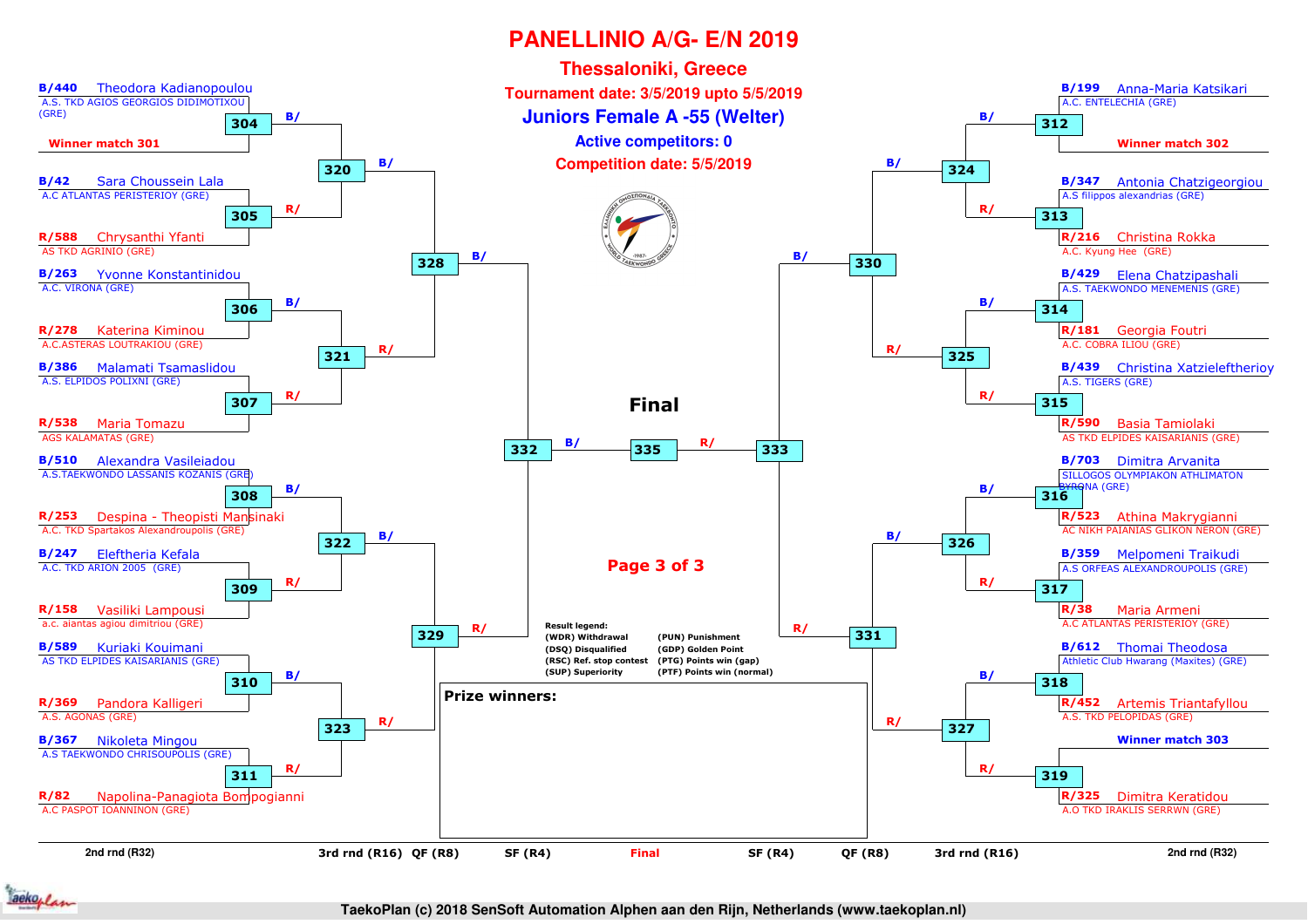# PANELLINIO A/G- E/N 2019

## Thessaloniki, Greece

**Tournament date: 3/5/2019 upto 5/5/2019**

## Juniors Female A -55 (Welter)

**Active competitors: 0**

**Competition date: 5/5/2019**

### Left side of bracket

| Match | Competitor |
|---|---|
| 304 | B/440 Theodora Kadianopoulou – A.S. TKD AGIOS GEORGIOS DIDIMOTIXOU (GRE) |
| 304 | Winner match 301 |
| 305 | B/42 Sara Choussein Lala – A.C ATLANTAS PERISTERIOY (GRE) |
| 305 | R/588 Chrysanthi Yfanti – AS TKD AGRINIO (GRE) |
| 306 | B/263 Yvonne Konstantinidou – A.C. VIRONA (GRE) |
| 306 | R/278 Katerina Kiminou – A.C.ASTERAS LOUTRAKIOU (GRE) |
| 307 | B/386 Malamati Tsamaslidou – A.S. ELPIDOS POLIXNI (GRE) |
| 307 | R/538 Maria Tomazu – AGS KALAMATAS (GRE) |
| 308 | B/510 Alexandra Vasileiadou – A.S.TAEKWONDO LASSANIS KOZANIS (GRE) |
| 308 | R/253 Despina - Theopisti Mansinaki – A.C. TKD Spartakos Alexandroupolis (GRE) |
| 309 | B/247 Eleftheria Kefala – A.C. TKD ARION 2005 (GRE) |
| 309 | R/158 Vasiliki Lampousi – a.c. aiantas agiou dimitriou (GRE) |
| 310 | B/589 Kuriaki Kouimani – AS TKD ELPIDES KAISARIANIS (GRE) |
| 310 | R/369 Pandora Kalligeri – A.S. AGONAS (GRE) |
| 311 | B/367 Nikoleta Mingou – A.S TAEKWONDO CHRISOUPOLIS (GRE) |
| 311 | R/82 Napolina-Panagiota Bompogianni – A.C PASPOT IOANNINON (GRE) |

- 320: B/ (winner 304) – R/ (winner 305)
- 321: B/ (winner 306) – R/ (winner 307)
- 322: B/ (winner 308) – R/ (winner 309)
- 323: B/ (winner 310) – R/ (winner 311)
- 328: B/ (winner 320) – R/ (winner 321)
- 329: B/ (winner 322) – R/ (winner 323)
- 332: B/ (winner 328) – R/ (winner 329)

### Right side of bracket

| Match | Competitor |
|---|---|
| 312 | B/199 Anna-Maria Katsikari – A.C. ENTELECHIA (GRE) |
| 312 | Winner match 302 |
| 313 | B/347 Antonia Chatzigeorgiou – A.S filippos alexandrias (GRE) |
| 313 | R/216 Christina Rokka – A.C. Kyung Hee (GRE) |
| 314 | B/429 Elena Chatzipashali – A.S. TAEKWONDO MENEMENIS (GRE) |
| 314 | R/181 Georgia Foutri – A.C. COBRA ILIOU (GRE) |
| 315 | B/439 Christina Xatzieleftherioy – A.S. TIGERS (GRE) |
| 315 | R/590 Basia Tamiolaki – AS TKD ELPIDES KAISARIANIS (GRE) |
| 316 | B/703 Dimitra Arvanita – SILLOGOS OLYMPIAKON ATHLIMATON BYRONA (GRE) |
| 316 | R/523 Athina Makrygianni – AC NIKH PAIANIAS GLIKON NERON (GRE) |
| 317 | B/359 Melpomeni Traikudi – A.S ORFEAS ALEXANDROUPOLIS (GRE) |
| 317 | R/38 Maria Armeni – A.C ATLANTAS PERISTERIOY (GRE) |
| 318 | B/612 Thomai Theodosa – Athletic Club Hwarang (Maxites) (GRE) |
| 318 | R/452 Artemis Triantafyllou – A.S. TKD PELOPIDAS (GRE) |
| 319 | Winner match 303 |
| 319 | R/325 Dimitra Keratidou – A.O TKD IRAKLIS SERRWN (GRE) |

- 324: B/ (winner 312) – R/ (winner 313)
- 325: B/ (winner 314) – R/ (winner 315)
- 326: B/ (winner 316) – R/ (winner 317)
- 327: B/ (winner 318) – R/ (winner 319)
- 330: B/ (winner 324) – R/ (winner 325)
- 331: B/ (winner 326) – R/ (winner 327)
- 333: B/ (winner 330) – R/ (winner 331)

### Final

- 335: B/ (winner 332) – R/ (winner 333)

**Result legend:**

| | |
|---|---|
| (WDR) Withdrawal | (PUN) Punishment |
| (DSQ) Disqualified | (GDP) Golden Point |
| (RSC) Ref. stop contest | (PTG) Points win (gap) |
| (SUP) Superiority | (PTF) Points win (normal) |

**Prize winners:**

Rounds: 2nd rnd (R32) | 3rd rnd (R16) | QF (R8) | SF (R4) | Final | SF (R4) | QF (R8) | 3rd rnd (R16) | 2nd rnd (R32)

TaekoPlan (c) 2018 SenSoft Automation Alphen aan den Rijn, Netherlands (www.taekoplan.nl)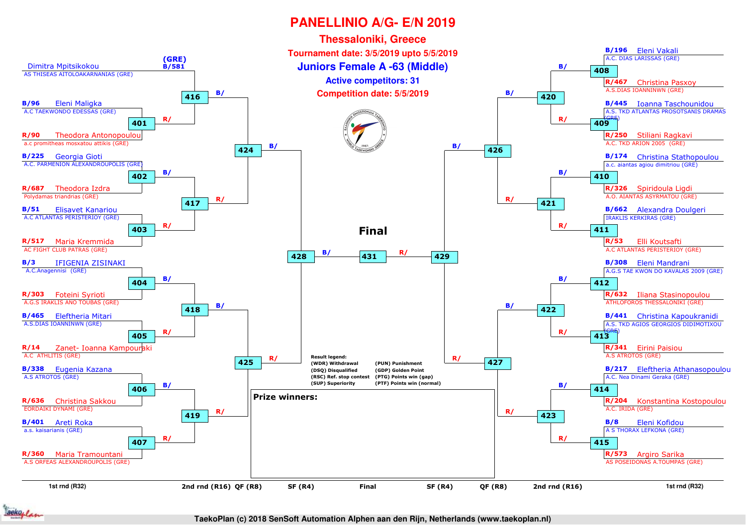# PANELLINIO A/G- E/N 2019

## Thessaloniki, Greece

**Tournament date: 3/5/2019 upto 5/5/2019**

## Juniors Female A -63 (Middle)

**Active competitors: 31**

**Competition date: 5/5/2019**

### Left side

| Match | Blue | Red |
|---|---|---|
| 416 | (GRE) B/581 Dimitra Mpitsikokou — AS THISEAS AITOLOAKARNANIAS (GRE) | Winner 401 |
| 401 | B/96 Eleni Maligka — A.C TAEKWONDO EDESSAS (GRE) | R/90 Theodora Antonopoulou — a.c promitheas mosxatou attikis (GRE) |
| 402 | B/225 Georgia Gioti — A.C. PARMENION ALEXANDROUPOLIS (GRE) | R/687 Theodora Izdra — Polydamas triandrias (GRE) |
| 403 | B/51 Elisavet Kanariou — A.C ATLANTAS PERISTERIOY (GRE) | R/517 Maria Kremmida — AC FIGHT CLUB PATRAS (GRE) |
| 404 | B/3 IFIGENIA ZISINAKI — A.C.Anagennisi (GRE) | R/303 Foteini Syrioti — A.G.S IRAKLIS ANO TOUBAS (GRE) |
| 405 | B/465 Eleftheria Mitari — A.S.DIAS IOANNINWN (GRE) | R/14 Zanet- Ioanna Kampouraki — A.C ATHLITIS (GRE) |
| 406 | B/338 Eugenia Kazana — A.S ATROTOS (GRE) | R/636 Christina Sakkou — EORDAIKI DYNAMI (GRE) |
| 407 | B/401 Areti Roka — a.s. kaisarianis (GRE) | R/360 Maria Tramountani — A.S ORFEAS ALEXANDROUPOLIS (GRE) |

### Right side

| Match | Blue | Red |
|---|---|---|
| 408 | B/196 Eleni Vakali — A.C. DIAS LARISSAS (GRE) | R/467 Christina Pasxoy — A.S.DIAS IOANNINWN (GRE) |
| 409 | B/445 Ioanna Taschounidou — A.S. TKD ATLANTAS PROSOTSANIS DRAMAS (GRE) | R/250 Stiliani Ragkavi — A.C. TKD ARION 2005 (GRE) |
| 410 | B/174 Christina Stathopoulou — a.c. aiantas agiou dimitriou (GRE) | R/326 Spiridoula Ligdi — A.O. AIANTAS ASYRMATOU (GRE) |
| 411 | B/662 Alexandra Doulgeri — IRAKLIS KERKIRAS (GRE) | R/53 Elli Koutsafti — A.C ATLANTAS PERISTERIOY (GRE) |
| 412 | B/308 Eleni Mandrani — A.G.S TAE KWON DO KAVALAS 2009 (GRE) | R/632 Iliana Stasinopoulou — ATHLOFOROS THESSALONIKI (GRE) |
| 413 | B/441 Christina Kapoukranidi — A.S. TKD AGIOS GEORGIOS DIDIMOTIXOU (GRE) | R/341 Eirini Paisiou — A.S ATROTOS (GRE) |
| 414 | B/217 Eleftheria Athanasopoulou — A.C. Nea Dinami Geraka (GRE) | R/204 Konstantina Kostopoulou — A.C. IRIDA (GRE) |
| 415 | B/8 Eleni Kofidou — A S THORAX LEFKONA (GRE) | R/573 Argiro Sarika — AS POSEIDONAS A.TOUMPAS (GRE) |

### Bracket progression

- 2nd rnd (R16): 416 (B: 581 / R: W401), 417 (W402 / W403), 418 (W404 / W405), 419 (W406 / W407), 420 (W408 / W409), 421 (W410 / W411), 422 (W412 / W413), 423 (W414 / W415)
- QF (R8): 424 (B/ W416 — R/ W417), 425 (B/ W418 — R/ W419), 426 (B/ W420 — R/ W421), 427 (B/ W422 — R/ W423)
- SF (R4): 428 (B/ W424 — R/ W425), 429 (B/ W426 — R/ W427)
- **Final**: 431 (B/ W428 — R/ W429)

1st rnd (R32) | 2nd rnd (R16) | QF (R8) | SF (R4) | Final | SF (R4) | QF (R8) | 2nd rnd (R16) | 1st rnd (R32)

**Result legend:**

- (WDR) Withdrawal
- (DSQ) Disqualified
- (RSC) Ref. stop contest
- (SUP) Superiority
- (PUN) Punishment
- (GDP) Golden Point
- (PTG) Points win (gap)
- (PTF) Points win (normal)

**Prize winners:**

TaekoPlan (c) 2018 SenSoft Automation Alphen aan den Rijn, Netherlands (www.taekoplan.nl)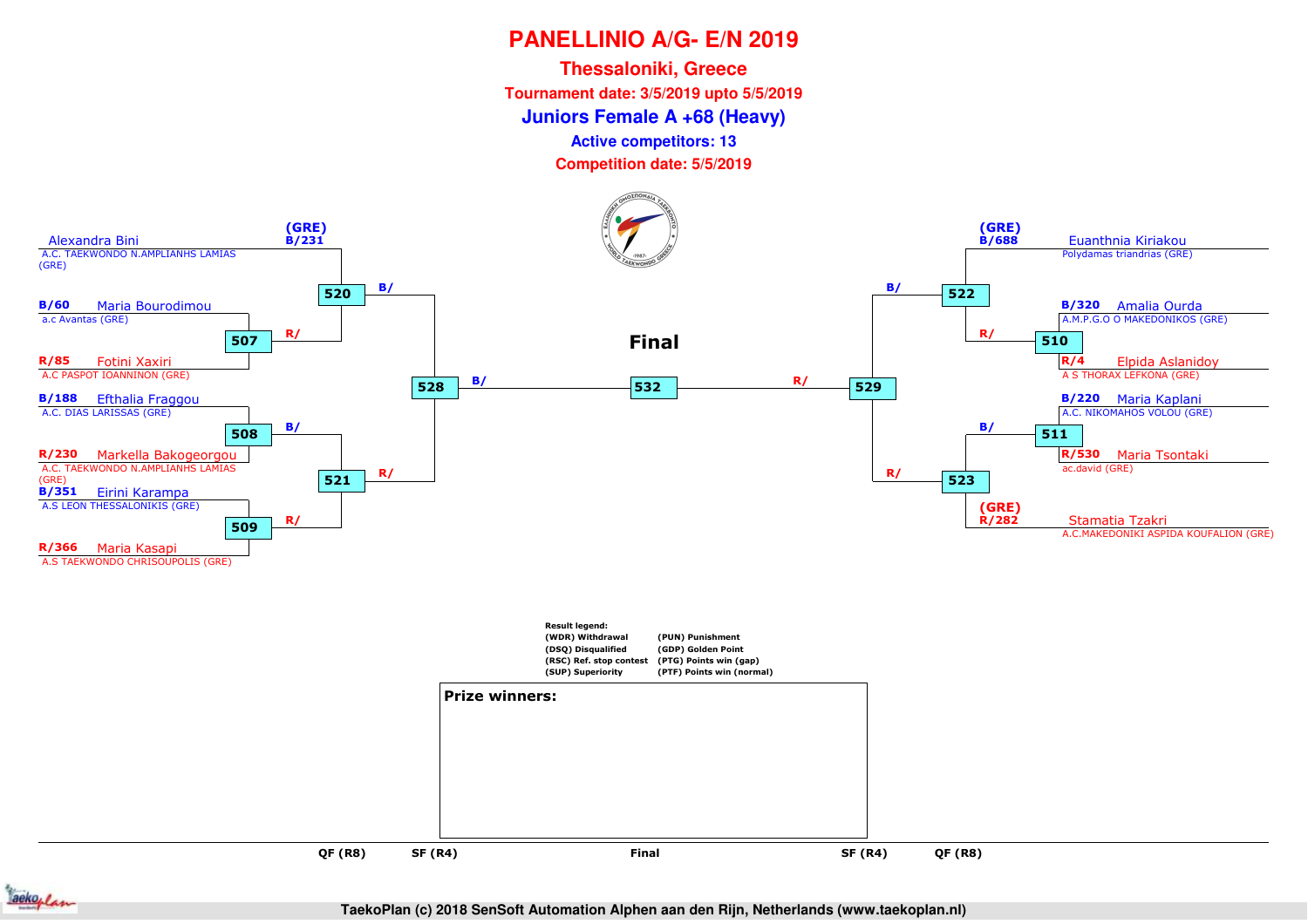# PANELLINIO A/G- E/N 2019

## Thessaloniki, Greece

**Tournament date: 3/5/2019 upto 5/5/2019**

### Juniors Female A +68 (Heavy)

**Active competitors: 13**

**Competition date: 5/5/2019**

(GRE) B/231 Alexandra Bini — A.C. TAEKWONDO N.AMPLIANHS LAMIAS (GRE)

B/60 Maria Bourodimou — a.c Avantas (GRE)

R/85 Fotini Xaxiri — A.C PASPOT IOANNINON (GRE)

B/188 Efthalia Fraggou — A.C. DIAS LARISSAS (GRE)

R/230 Markella Bakogeorgou — A.C. TAEKWONDO N.AMPLIANHS LAMIAS (GRE)

B/351 Eirini Karampa — A.S LEON THESSALONIKIS (GRE)

R/366 Maria Kasapi — A.S TAEKWONDO CHRISOUPOLIS (GRE)

(GRE) B/688 Euanthnia Kiriakou — Polydamas triandrias (GRE)

B/320 Amalia Ourda — A.M.P.G.O O MAKEDONIKOS (GRE)

R/4 Elpida Aslanidoy — A S THORAX LEFKONA (GRE)

B/220 Maria Kaplani — A.C. NIKOMAHOS VOLOU (GRE)

R/530 Maria Tsontaki — ac.david (GRE)

(GRE) R/282 Stamatia Tzakri — A.C.MAKEDONIKI ASPIDA KOUFALION (GRE)

507 R/ · 508 B/ · 509 R/ · 510 R/ · 511 B/

520 B/ · 521 R/ · 522 B/ · 523 R/

528 B/ · 529 R/

**Final**

532

Result legend:
(WDR) Withdrawal (PUN) Punishment
(DSQ) Disqualified (GDP) Golden Point
(RSC) Ref. stop contest (PTG) Points win (gap)
(SUP) Superiority (PTF) Points win (normal)

**Prize winners:**

QF (R8) SF (R4) Final SF (R4) QF (R8)

TaekoPlan (c) 2018 SenSoft Automation Alphen aan den Rijn, Netherlands (www.taekoplan.nl)